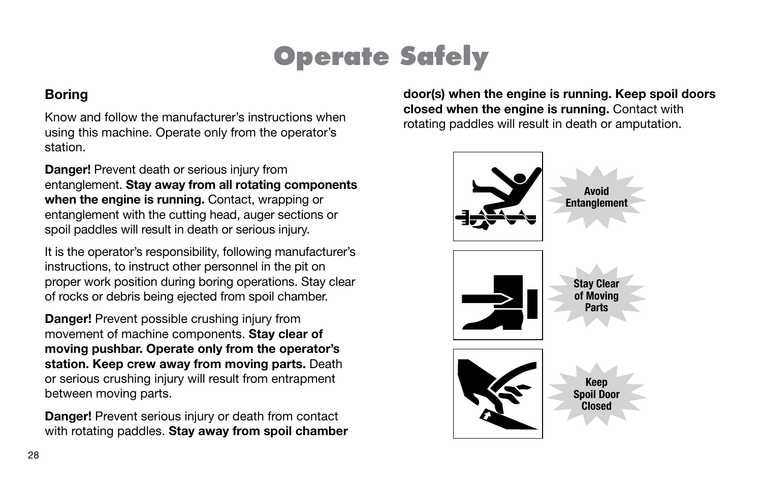# Operate Safely

## Boring

Know and follow the manufacturer's instructions when using this machine. Operate only from the operator's station.

**Danger!** Prevent death or serious injury from entanglement. **Stay away from all rotating components when the engine is running.** Contact, wrapping or entanglement with the cutting head, auger sections or spoil paddles will result in death or serious injury.

It is the operator's responsibility, following manufacturer's instructions, to instruct other personnel in the pit on proper work position during boring operations. Stay clear of rocks or debris being ejected from spoil chamber.

**Danger!** Prevent possible crushing injury from movement of machine components. **Stay clear of moving pushbar. Operate only from the operator's station. Keep crew away from moving parts.** Death or serious crushing injury will result from entrapment between moving parts.

**Danger!** Prevent serious injury or death from contact with rotating paddles. **Stay away from spoil chamber door(s) when the engine is running. Keep spoil doors closed when the engine is running.** Contact with rotating paddles will result in death or amputation.

Avoid Entanglement

Stay Clear of Moving Parts

Keep Spoil Door Closed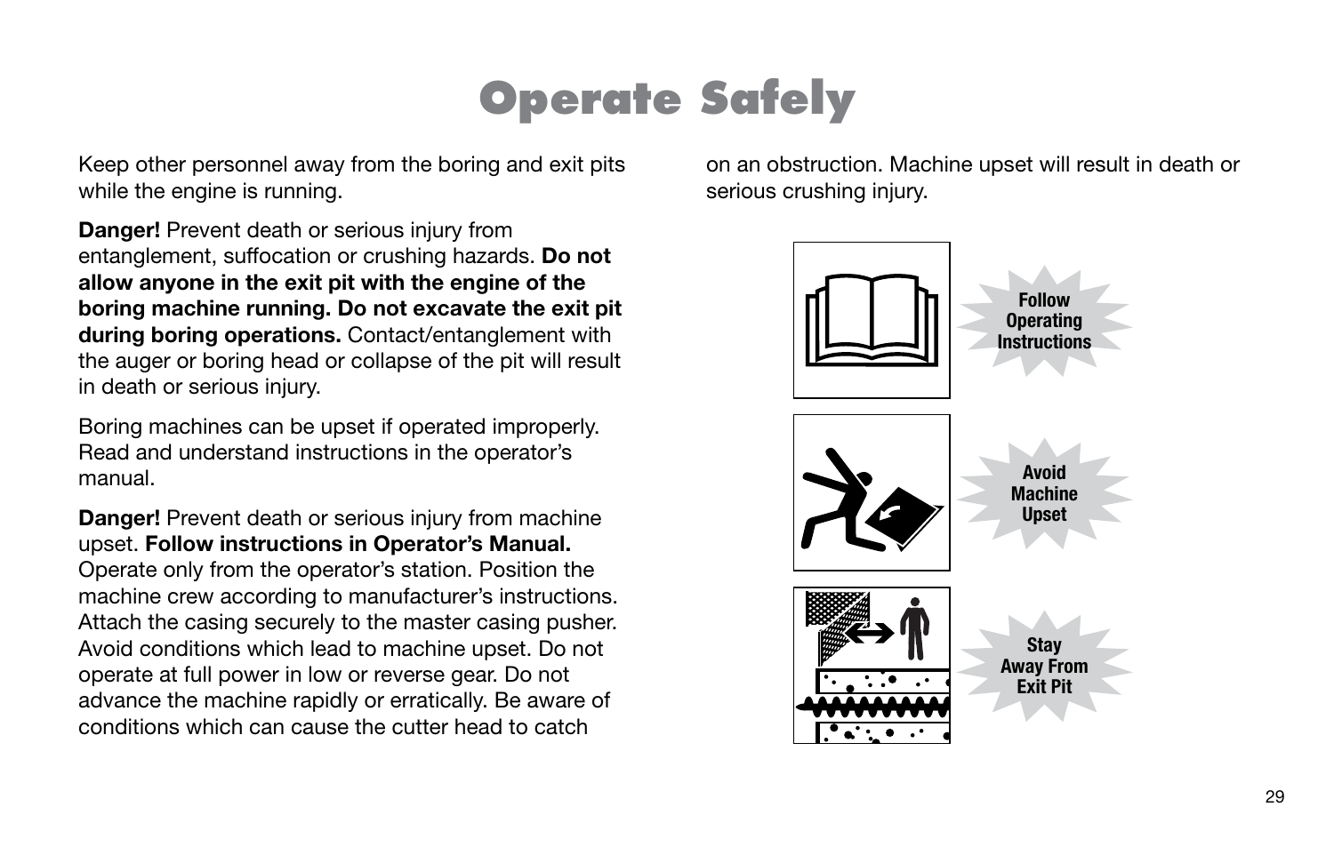# Operate Safely

Keep other personnel away from the boring and exit pits while the engine is running.

**Danger!** Prevent death or serious injury from entanglement, suffocation or crushing hazards. **Do not allow anyone in the exit pit with the engine of the boring machine running. Do not excavate the exit pit during boring operations.** Contact/entanglement with the auger or boring head or collapse of the pit will result in death or serious injury.

Boring machines can be upset if operated improperly. Read and understand instructions in the operator's manual.

**Danger!** Prevent death or serious injury from machine upset. **Follow instructions in Operator's Manual.** Operate only from the operator's station. Position the machine crew according to manufacturer's instructions. Attach the casing securely to the master casing pusher. Avoid conditions which lead to machine upset. Do not operate at full power in low or reverse gear. Do not advance the machine rapidly or erratically. Be aware of conditions which can cause the cutter head to catch on an obstruction. Machine upset will result in death or serious crushing injury.

Follow Operating Instructions

Avoid Machine Upset

Stay Away From Exit Pit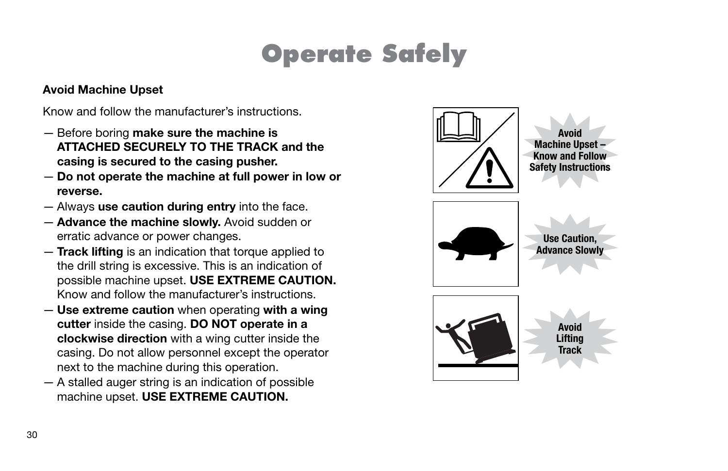# Operate Safely

### Avoid Machine Upset

Know and follow the manufacturer's instructions.

- Before boring **make sure the machine is ATTACHED SECURELY TO THE TRACK and the casing is secured to the casing pusher.**
- **Do not operate the machine at full power in low or reverse.**
- Always **use caution during entry** into the face.
- **Advance the machine slowly.** Avoid sudden or erratic advance or power changes.
- **Track lifting** is an indication that torque applied to the drill string is excessive. This is an indication of possible machine upset. **USE EXTREME CAUTION.** Know and follow the manufacturer's instructions.
- **Use extreme caution** when operating **with a wing cutter** inside the casing. **DO NOT operate in a clockwise direction** with a wing cutter inside the casing. Do not allow personnel except the operator next to the machine during this operation.
- A stalled auger string is an indication of possible machine upset. **USE EXTREME CAUTION.**

**Avoid Machine Upset – Know and Follow Safety Instructions**

**Use Caution, Advance Slowly**

**Avoid Lifting Track**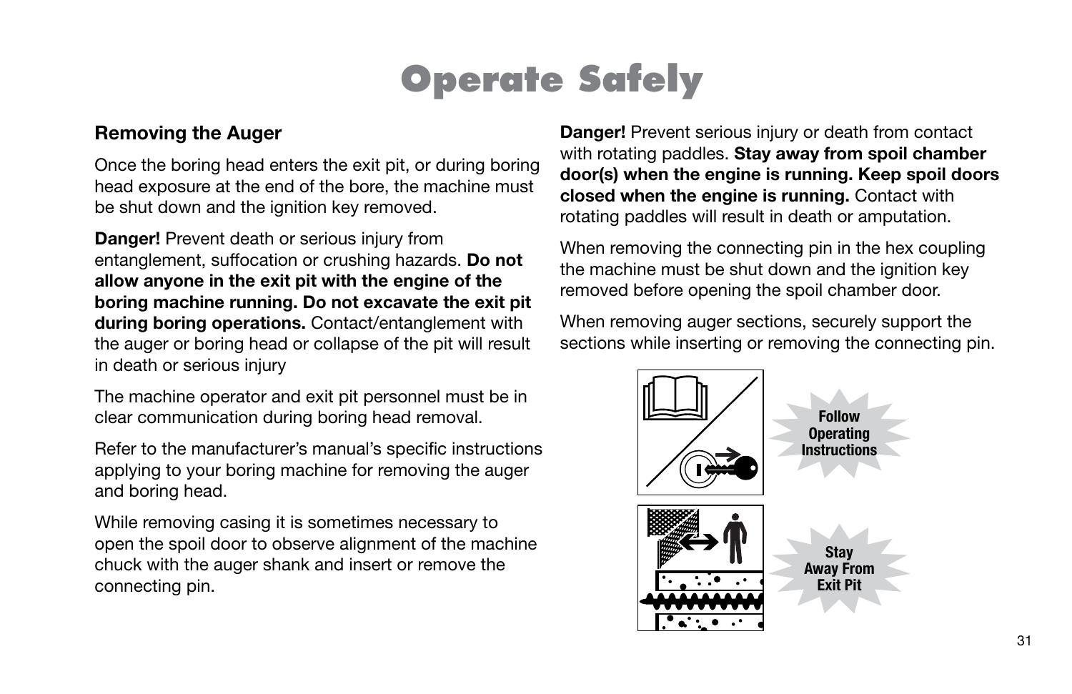# Operate Safely

## Removing the Auger

Once the boring head enters the exit pit, or during boring head exposure at the end of the bore, the machine must be shut down and the ignition key removed.

**Danger!** Prevent death or serious injury from entanglement, suffocation or crushing hazards. **Do not allow anyone in the exit pit with the engine of the boring machine running. Do not excavate the exit pit during boring operations.** Contact/entanglement with the auger or boring head or collapse of the pit will result in death or serious injury

The machine operator and exit pit personnel must be in clear communication during boring head removal.

Refer to the manufacturer's manual's specific instructions applying to your boring machine for removing the auger and boring head.

While removing casing it is sometimes necessary to open the spoil door to observe alignment of the machine chuck with the auger shank and insert or remove the connecting pin.

**Danger!** Prevent serious injury or death from contact with rotating paddles. **Stay away from spoil chamber door(s) when the engine is running. Keep spoil doors closed when the engine is running.** Contact with rotating paddles will result in death or amputation.

When removing the connecting pin in the hex coupling the machine must be shut down and the ignition key removed before opening the spoil chamber door.

When removing auger sections, securely support the sections while inserting or removing the connecting pin.

Follow Operating Instructions

Stay Away From Exit Pit